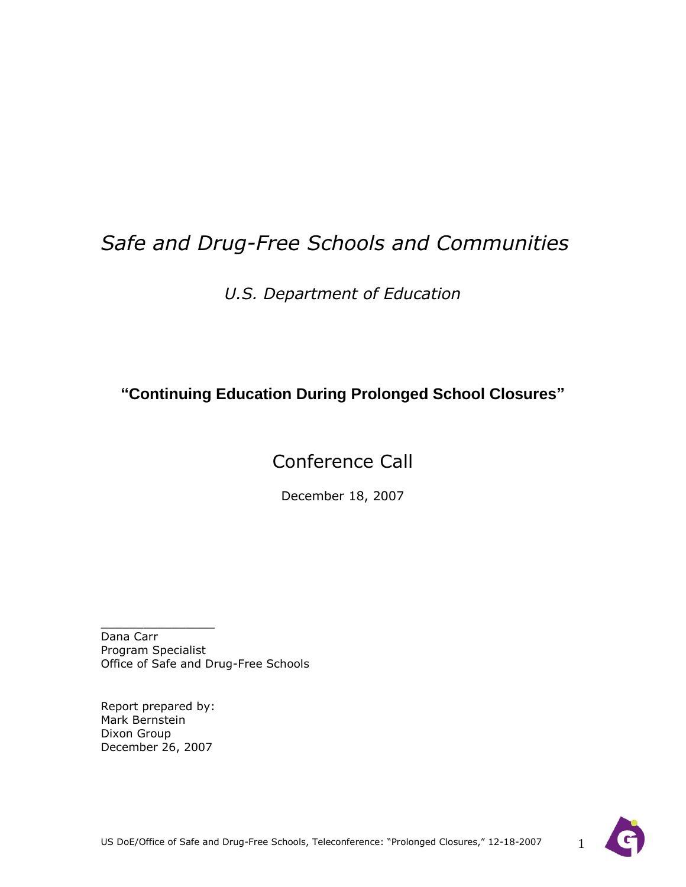# *Safe and Drug-Free Schools and Communities*

*U.S. Department of Education*

**"Continuing Education During Prolonged School Closures"**

## Conference Call

December 18, 2007

\_\_\_\_\_\_\_\_\_\_\_\_\_\_\_\_

Dana Carr
Program Specialist
Office of Safe and Drug-Free Schools

Report prepared by:
Mark Bernstein
Dixon Group
December 26, 2007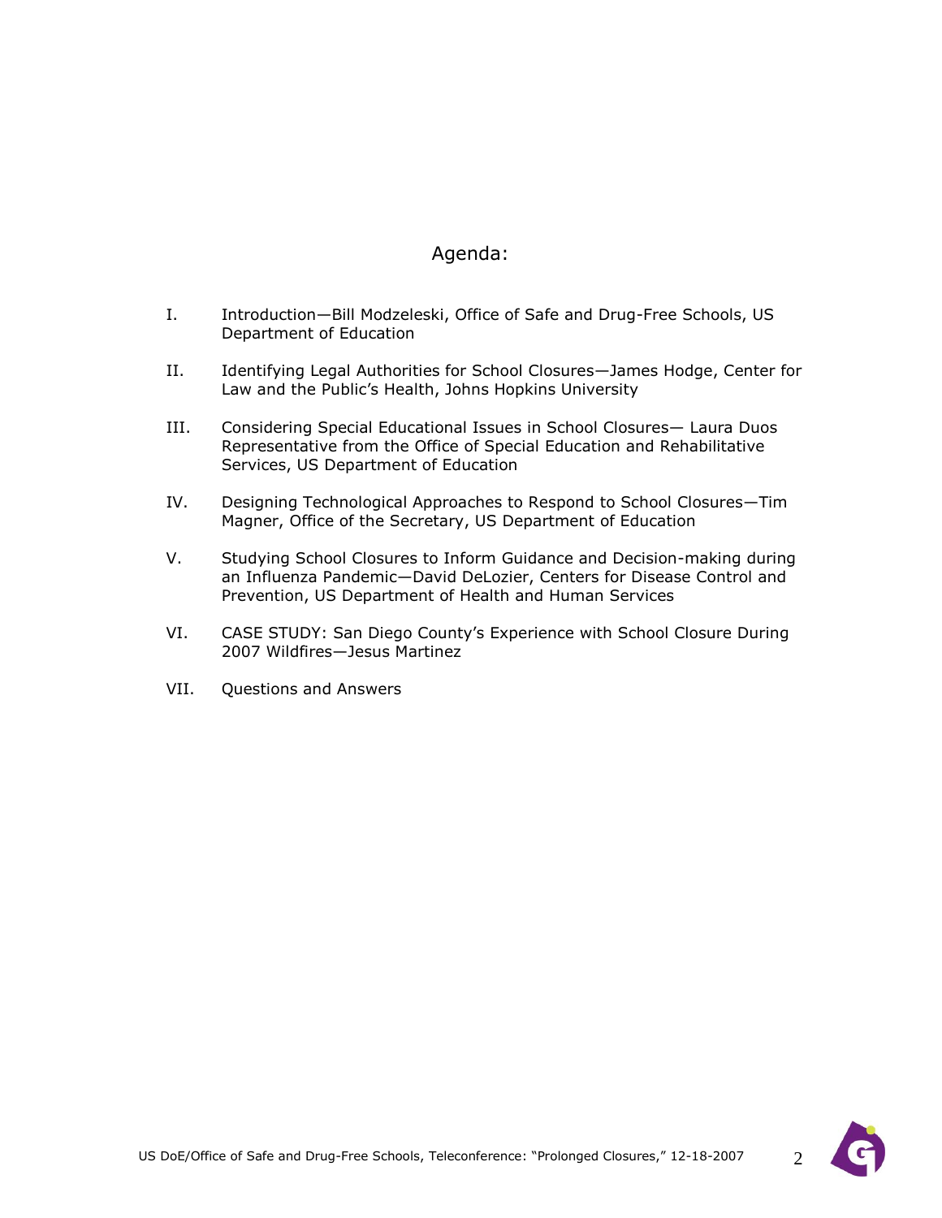# Agenda:

I. Introduction—Bill Modzeleski, Office of Safe and Drug-Free Schools, US Department of Education

II. Identifying Legal Authorities for School Closures—James Hodge, Center for Law and the Public's Health, Johns Hopkins University

III. Considering Special Educational Issues in School Closures— Laura Duos Representative from the Office of Special Education and Rehabilitative Services, US Department of Education

IV. Designing Technological Approaches to Respond to School Closures—Tim Magner, Office of the Secretary, US Department of Education

V. Studying School Closures to Inform Guidance and Decision-making during an Influenza Pandemic—David DeLozier, Centers for Disease Control and Prevention, US Department of Health and Human Services

VI. CASE STUDY: San Diego County's Experience with School Closure During 2007 Wildfires—Jesus Martinez

VII. Questions and Answers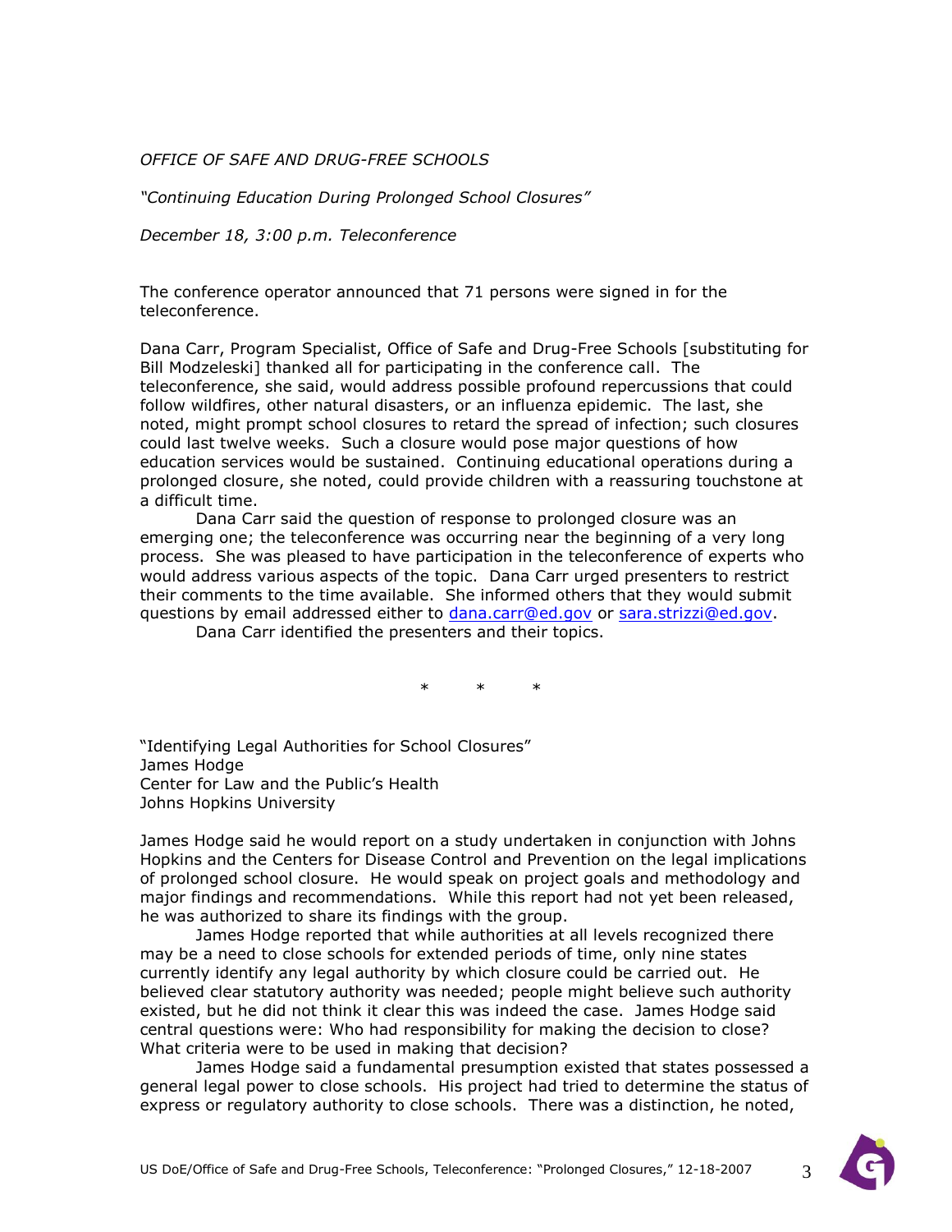*OFFICE OF SAFE AND DRUG-FREE SCHOOLS*

*"Continuing Education During Prolonged School Closures"*

*December 18, 3:00 p.m. Teleconference*

The conference operator announced that 71 persons were signed in for the teleconference.

Dana Carr, Program Specialist, Office of Safe and Drug-Free Schools [substituting for Bill Modzeleski] thanked all for participating in the conference call. The teleconference, she said, would address possible profound repercussions that could follow wildfires, other natural disasters, or an influenza epidemic. The last, she noted, might prompt school closures to retard the spread of infection; such closures could last twelve weeks. Such a closure would pose major questions of how education services would be sustained. Continuing educational operations during a prolonged closure, she noted, could provide children with a reassuring touchstone at a difficult time.

Dana Carr said the question of response to prolonged closure was an emerging one; the teleconference was occurring near the beginning of a very long process. She was pleased to have participation in the teleconference of experts who would address various aspects of the topic. Dana Carr urged presenters to restrict their comments to the time available. She informed others that they would submit questions by email addressed either to dana.carr@ed.gov or sara.strizzi@ed.gov.

Dana Carr identified the presenters and their topics.

\* \* \*

"Identifying Legal Authorities for School Closures"
James Hodge
Center for Law and the Public's Health
Johns Hopkins University

James Hodge said he would report on a study undertaken in conjunction with Johns Hopkins and the Centers for Disease Control and Prevention on the legal implications of prolonged school closure. He would speak on project goals and methodology and major findings and recommendations. While this report had not yet been released, he was authorized to share its findings with the group.

James Hodge reported that while authorities at all levels recognized there may be a need to close schools for extended periods of time, only nine states currently identify any legal authority by which closure could be carried out. He believed clear statutory authority was needed; people might believe such authority existed, but he did not think it clear this was indeed the case. James Hodge said central questions were: Who had responsibility for making the decision to close? What criteria were to be used in making that decision?

James Hodge said a fundamental presumption existed that states possessed a general legal power to close schools. His project had tried to determine the status of express or regulatory authority to close schools. There was a distinction, he noted,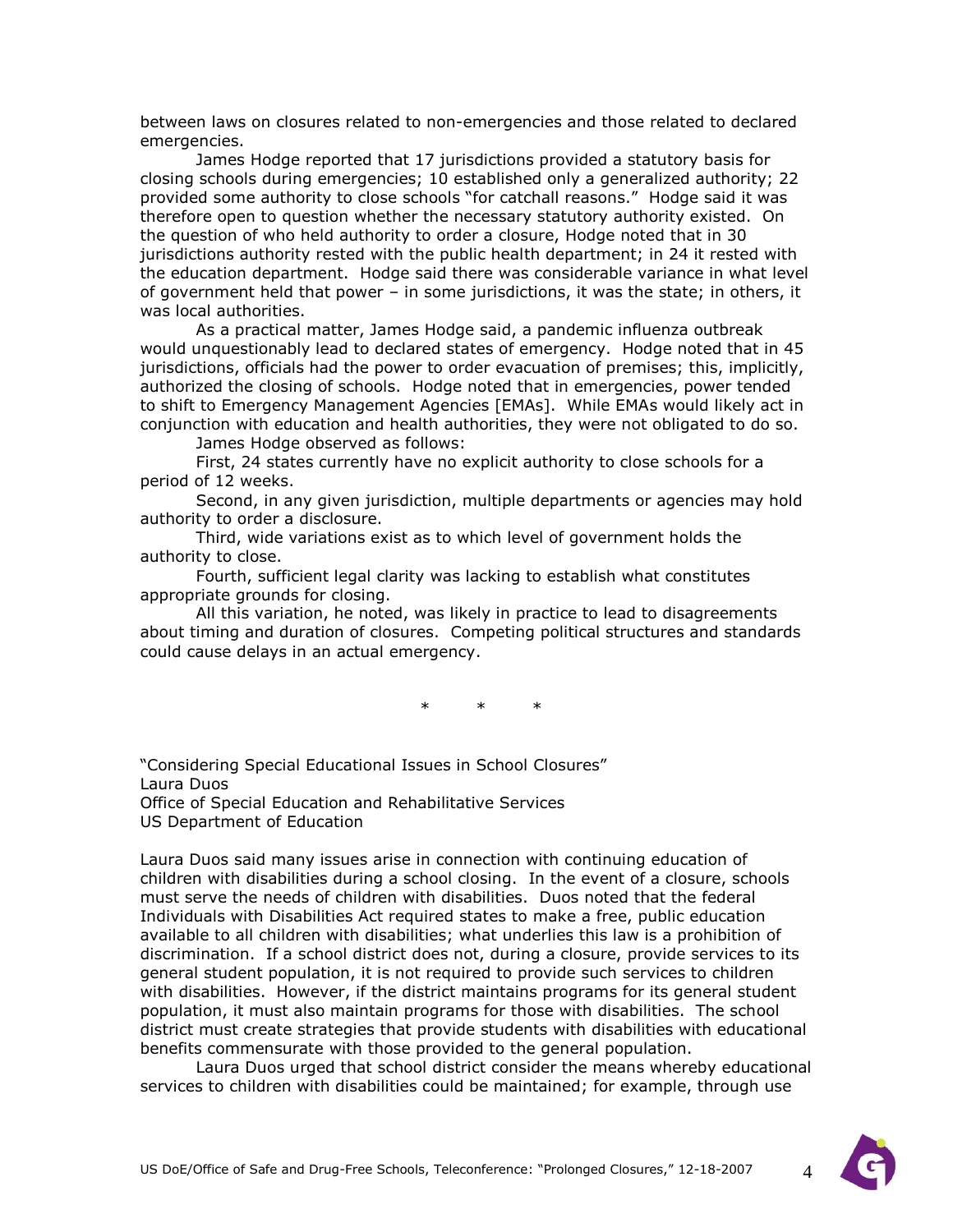between laws on closures related to non-emergencies and those related to declared emergencies.

James Hodge reported that 17 jurisdictions provided a statutory basis for closing schools during emergencies; 10 established only a generalized authority; 22 provided some authority to close schools "for catchall reasons." Hodge said it was therefore open to question whether the necessary statutory authority existed. On the question of who held authority to order a closure, Hodge noted that in 30 jurisdictions authority rested with the public health department; in 24 it rested with the education department. Hodge said there was considerable variance in what level of government held that power – in some jurisdictions, it was the state; in others, it was local authorities.

As a practical matter, James Hodge said, a pandemic influenza outbreak would unquestionably lead to declared states of emergency. Hodge noted that in 45 jurisdictions, officials had the power to order evacuation of premises; this, implicitly, authorized the closing of schools. Hodge noted that in emergencies, power tended to shift to Emergency Management Agencies [EMAs]. While EMAs would likely act in conjunction with education and health authorities, they were not obligated to do so.

James Hodge observed as follows:

First, 24 states currently have no explicit authority to close schools for a period of 12 weeks.

Second, in any given jurisdiction, multiple departments or agencies may hold authority to order a disclosure.

Third, wide variations exist as to which level of government holds the authority to close.

Fourth, sufficient legal clarity was lacking to establish what constitutes appropriate grounds for closing.

All this variation, he noted, was likely in practice to lead to disagreements about timing and duration of closures. Competing political structures and standards could cause delays in an actual emergency.

\* \* \*

"Considering Special Educational Issues in School Closures"
Laura Duos
Office of Special Education and Rehabilitative Services
US Department of Education

Laura Duos said many issues arise in connection with continuing education of children with disabilities during a school closing. In the event of a closure, schools must serve the needs of children with disabilities. Duos noted that the federal Individuals with Disabilities Act required states to make a free, public education available to all children with disabilities; what underlies this law is a prohibition of discrimination. If a school district does not, during a closure, provide services to its general student population, it is not required to provide such services to children with disabilities. However, if the district maintains programs for its general student population, it must also maintain programs for those with disabilities. The school district must create strategies that provide students with disabilities with educational benefits commensurate with those provided to the general population.

Laura Duos urged that school district consider the means whereby educational services to children with disabilities could be maintained; for example, through use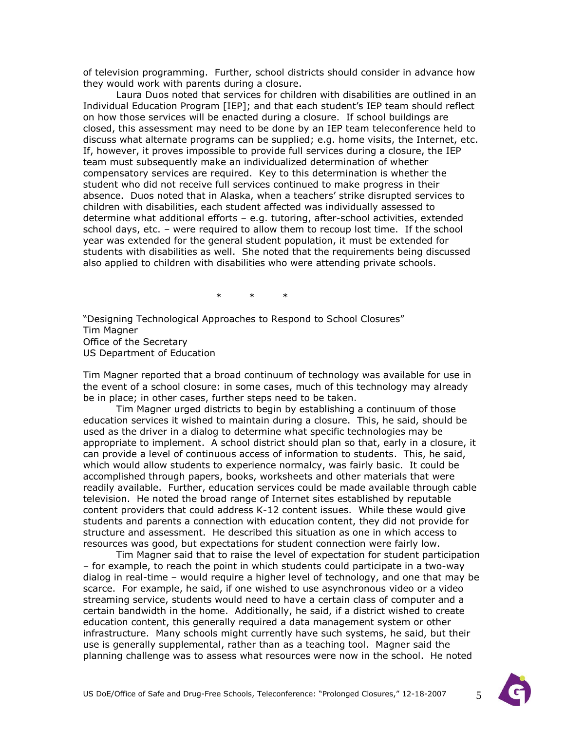of television programming. Further, school districts should consider in advance how they would work with parents during a closure.

Laura Duos noted that services for children with disabilities are outlined in an Individual Education Program [IEP]; and that each student's IEP team should reflect on how those services will be enacted during a closure. If school buildings are closed, this assessment may need to be done by an IEP team teleconference held to discuss what alternate programs can be supplied; e.g. home visits, the Internet, etc. If, however, it proves impossible to provide full services during a closure, the IEP team must subsequently make an individualized determination of whether compensatory services are required. Key to this determination is whether the student who did not receive full services continued to make progress in their absence. Duos noted that in Alaska, when a teachers' strike disrupted services to children with disabilities, each student affected was individually assessed to determine what additional efforts – e.g. tutoring, after-school activities, extended school days, etc. – were required to allow them to recoup lost time. If the school year was extended for the general student population, it must be extended for students with disabilities as well. She noted that the requirements being discussed also applied to children with disabilities who were attending private schools.

\* \* \*

"Designing Technological Approaches to Respond to School Closures"
Tim Magner
Office of the Secretary
US Department of Education

Tim Magner reported that a broad continuum of technology was available for use in the event of a school closure: in some cases, much of this technology may already be in place; in other cases, further steps need to be taken.

Tim Magner urged districts to begin by establishing a continuum of those education services it wished to maintain during a closure. This, he said, should be used as the driver in a dialog to determine what specific technologies may be appropriate to implement. A school district should plan so that, early in a closure, it can provide a level of continuous access of information to students. This, he said, which would allow students to experience normalcy, was fairly basic. It could be accomplished through papers, books, worksheets and other materials that were readily available. Further, education services could be made available through cable television. He noted the broad range of Internet sites established by reputable content providers that could address K-12 content issues. While these would give students and parents a connection with education content, they did not provide for structure and assessment. He described this situation as one in which access to resources was good, but expectations for student connection were fairly low.

Tim Magner said that to raise the level of expectation for student participation – for example, to reach the point in which students could participate in a two-way dialog in real-time – would require a higher level of technology, and one that may be scarce. For example, he said, if one wished to use asynchronous video or a video streaming service, students would need to have a certain class of computer and a certain bandwidth in the home. Additionally, he said, if a district wished to create education content, this generally required a data management system or other infrastructure. Many schools might currently have such systems, he said, but their use is generally supplemental, rather than as a teaching tool. Magner said the planning challenge was to assess what resources were now in the school. He noted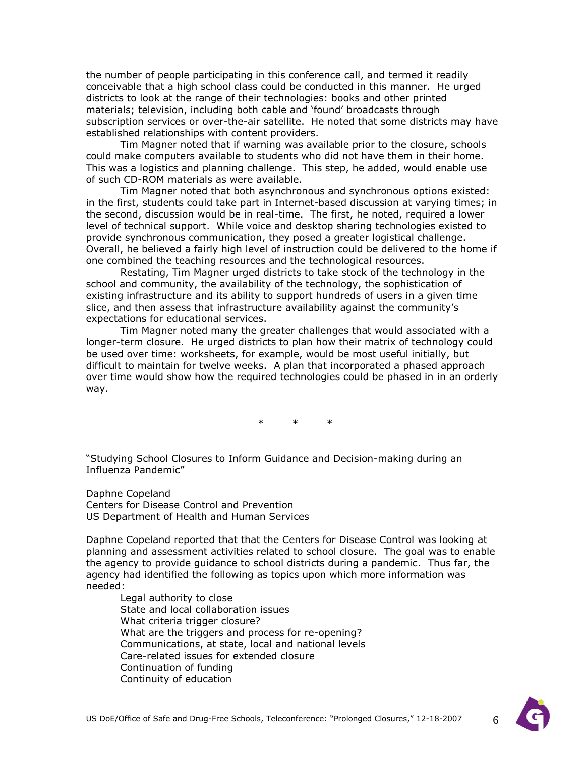the number of people participating in this conference call, and termed it readily conceivable that a high school class could be conducted in this manner. He urged districts to look at the range of their technologies: books and other printed materials; television, including both cable and 'found' broadcasts through subscription services or over-the-air satellite. He noted that some districts may have established relationships with content providers.

Tim Magner noted that if warning was available prior to the closure, schools could make computers available to students who did not have them in their home. This was a logistics and planning challenge. This step, he added, would enable use of such CD-ROM materials as were available.

Tim Magner noted that both asynchronous and synchronous options existed: in the first, students could take part in Internet-based discussion at varying times; in the second, discussion would be in real-time. The first, he noted, required a lower level of technical support. While voice and desktop sharing technologies existed to provide synchronous communication, they posed a greater logistical challenge. Overall, he believed a fairly high level of instruction could be delivered to the home if one combined the teaching resources and the technological resources.

Restating, Tim Magner urged districts to take stock of the technology in the school and community, the availability of the technology, the sophistication of existing infrastructure and its ability to support hundreds of users in a given time slice, and then assess that infrastructure availability against the community's expectations for educational services.

Tim Magner noted many the greater challenges that would associated with a longer-term closure. He urged districts to plan how their matrix of technology could be used over time: worksheets, for example, would be most useful initially, but difficult to maintain for twelve weeks. A plan that incorporated a phased approach over time would show how the required technologies could be phased in in an orderly way.

\*     \*     \*

"Studying School Closures to Inform Guidance and Decision-making during an Influenza Pandemic"

Daphne Copeland
Centers for Disease Control and Prevention
US Department of Health and Human Services

Daphne Copeland reported that that the Centers for Disease Control was looking at planning and assessment activities related to school closure. The goal was to enable the agency to provide guidance to school districts during a pandemic. Thus far, the agency had identified the following as topics upon which more information was needed:

- Legal authority to close
- State and local collaboration issues
- What criteria trigger closure?
- What are the triggers and process for re-opening?
- Communications, at state, local and national levels
- Care-related issues for extended closure
- Continuation of funding
- Continuity of education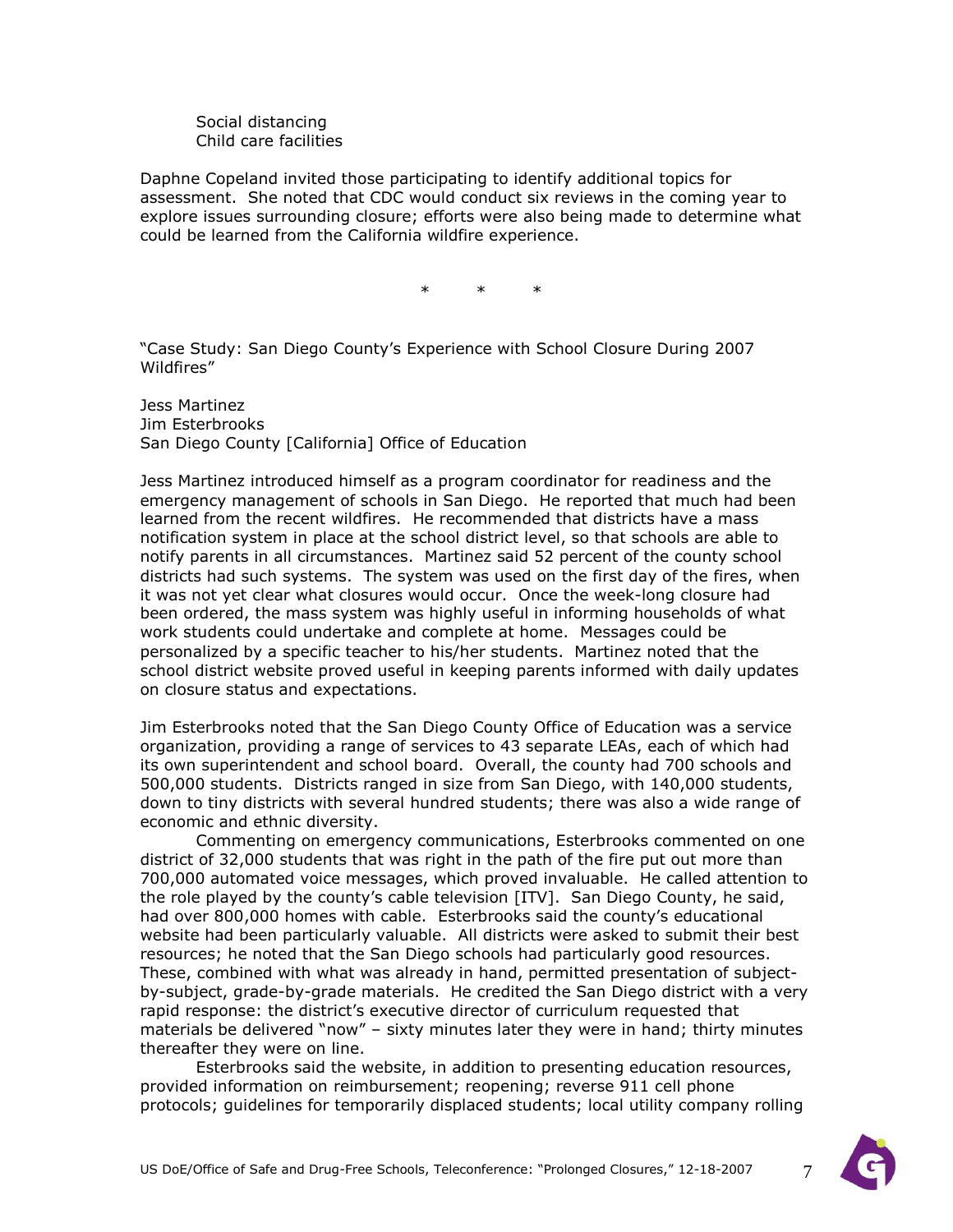Social distancing
Child care facilities

Daphne Copeland invited those participating to identify additional topics for assessment. She noted that CDC would conduct six reviews in the coming year to explore issues surrounding closure; efforts were also being made to determine what could be learned from the California wildfire experience.

\* \* \*

"Case Study: San Diego County's Experience with School Closure During 2007 Wildfires"

Jess Martinez
Jim Esterbrooks
San Diego County [California] Office of Education

Jess Martinez introduced himself as a program coordinator for readiness and the emergency management of schools in San Diego. He reported that much had been learned from the recent wildfires. He recommended that districts have a mass notification system in place at the school district level, so that schools are able to notify parents in all circumstances. Martinez said 52 percent of the county school districts had such systems. The system was used on the first day of the fires, when it was not yet clear what closures would occur. Once the week-long closure had been ordered, the mass system was highly useful in informing households of what work students could undertake and complete at home. Messages could be personalized by a specific teacher to his/her students. Martinez noted that the school district website proved useful in keeping parents informed with daily updates on closure status and expectations.

Jim Esterbrooks noted that the San Diego County Office of Education was a service organization, providing a range of services to 43 separate LEAs, each of which had its own superintendent and school board. Overall, the county had 700 schools and 500,000 students. Districts ranged in size from San Diego, with 140,000 students, down to tiny districts with several hundred students; there was also a wide range of economic and ethnic diversity.

Commenting on emergency communications, Esterbrooks commented on one district of 32,000 students that was right in the path of the fire put out more than 700,000 automated voice messages, which proved invaluable. He called attention to the role played by the county's cable television [ITV]. San Diego County, he said, had over 800,000 homes with cable. Esterbrooks said the county's educational website had been particularly valuable. All districts were asked to submit their best resources; he noted that the San Diego schools had particularly good resources. These, combined with what was already in hand, permitted presentation of subject-by-subject, grade-by-grade materials. He credited the San Diego district with a very rapid response: the district's executive director of curriculum requested that materials be delivered "now" – sixty minutes later they were in hand; thirty minutes thereafter they were on line.

Esterbrooks said the website, in addition to presenting education resources, provided information on reimbursement; reopening; reverse 911 cell phone protocols; guidelines for temporarily displaced students; local utility company rolling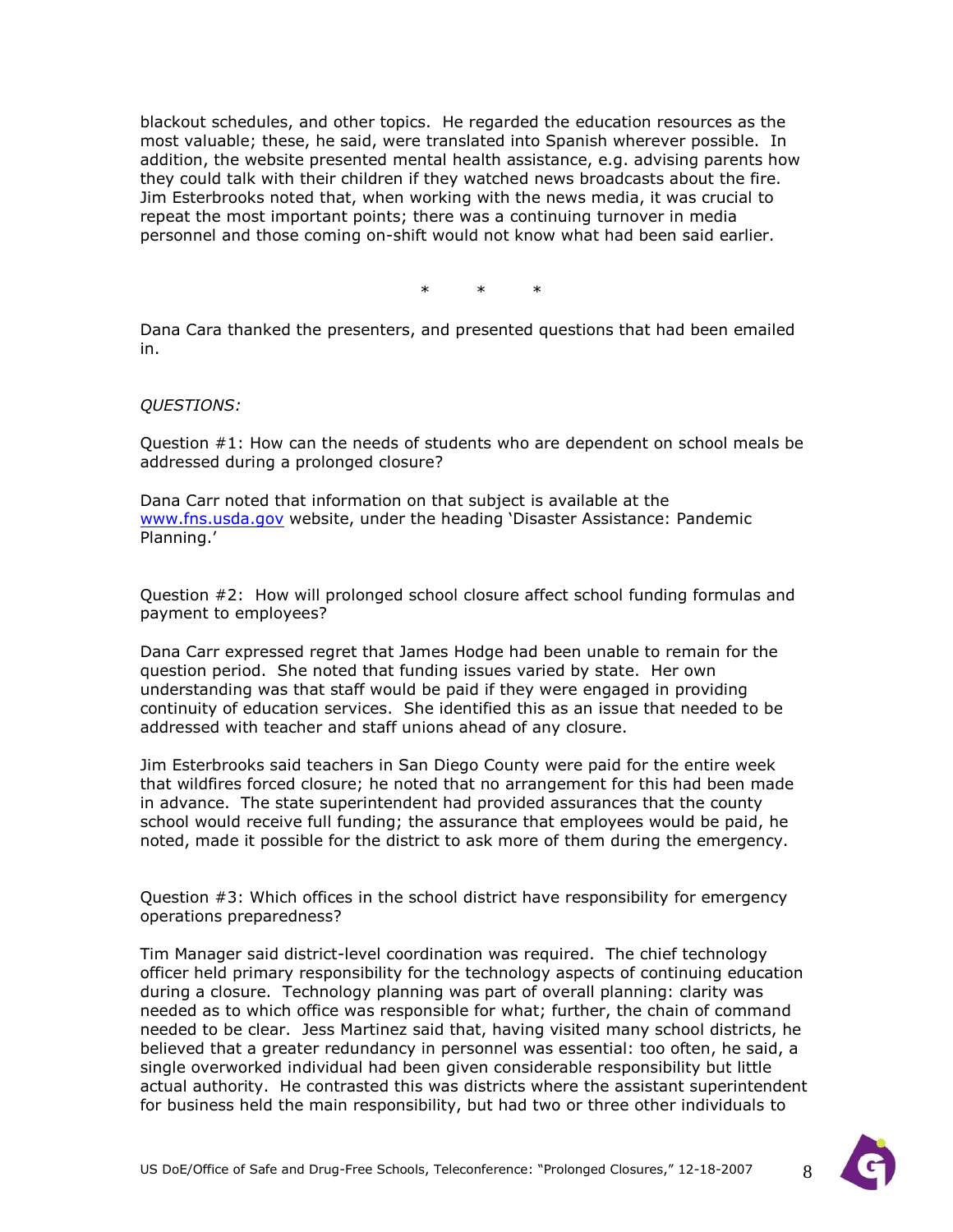blackout schedules, and other topics. He regarded the education resources as the most valuable; these, he said, were translated into Spanish wherever possible. In addition, the website presented mental health assistance, e.g. advising parents how they could talk with their children if they watched news broadcasts about the fire. Jim Esterbrooks noted that, when working with the news media, it was crucial to repeat the most important points; there was a continuing turnover in media personnel and those coming on-shift would not know what had been said earlier.

\* \* \*

Dana Cara thanked the presenters, and presented questions that had been emailed in.

*QUESTIONS:*

Question #1: How can the needs of students who are dependent on school meals be addressed during a prolonged closure?

Dana Carr noted that information on that subject is available at the [www.fns.usda.gov](http://www.fns.usda.gov) website, under the heading 'Disaster Assistance: Pandemic Planning.'

Question #2: How will prolonged school closure affect school funding formulas and payment to employees?

Dana Carr expressed regret that James Hodge had been unable to remain for the question period. She noted that funding issues varied by state. Her own understanding was that staff would be paid if they were engaged in providing continuity of education services. She identified this as an issue that needed to be addressed with teacher and staff unions ahead of any closure.

Jim Esterbrooks said teachers in San Diego County were paid for the entire week that wildfires forced closure; he noted that no arrangement for this had been made in advance. The state superintendent had provided assurances that the county school would receive full funding; the assurance that employees would be paid, he noted, made it possible for the district to ask more of them during the emergency.

Question #3: Which offices in the school district have responsibility for emergency operations preparedness?

Tim Manager said district-level coordination was required. The chief technology officer held primary responsibility for the technology aspects of continuing education during a closure. Technology planning was part of overall planning: clarity was needed as to which office was responsible for what; further, the chain of command needed to be clear. Jess Martinez said that, having visited many school districts, he believed that a greater redundancy in personnel was essential: too often, he said, a single overworked individual had been given considerable responsibility but little actual authority. He contrasted this was districts where the assistant superintendent for business held the main responsibility, but had two or three other individuals to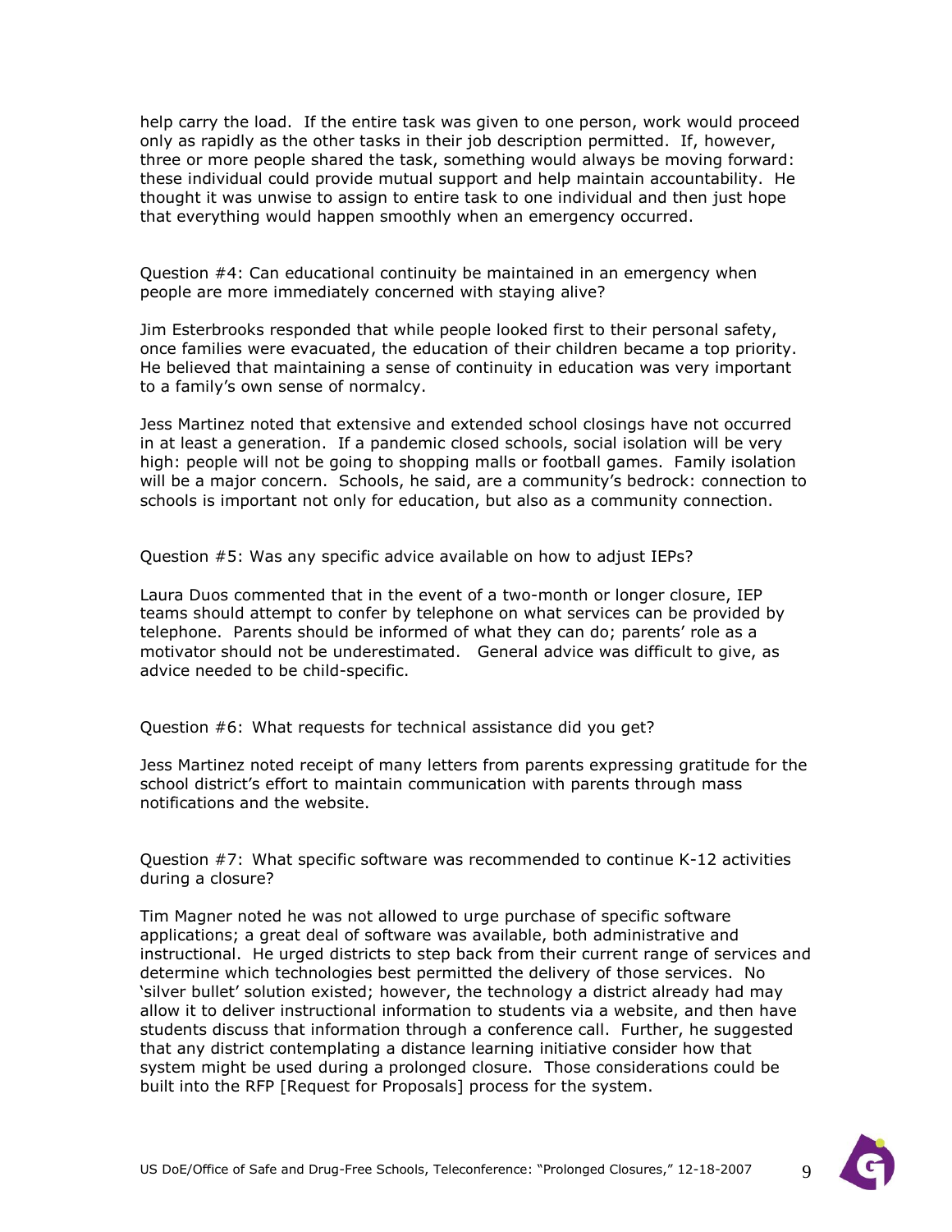help carry the load. If the entire task was given to one person, work would proceed only as rapidly as the other tasks in their job description permitted. If, however, three or more people shared the task, something would always be moving forward: these individual could provide mutual support and help maintain accountability. He thought it was unwise to assign to entire task to one individual and then just hope that everything would happen smoothly when an emergency occurred.

Question #4: Can educational continuity be maintained in an emergency when people are more immediately concerned with staying alive?

Jim Esterbrooks responded that while people looked first to their personal safety, once families were evacuated, the education of their children became a top priority. He believed that maintaining a sense of continuity in education was very important to a family's own sense of normalcy.

Jess Martinez noted that extensive and extended school closings have not occurred in at least a generation. If a pandemic closed schools, social isolation will be very high: people will not be going to shopping malls or football games. Family isolation will be a major concern. Schools, he said, are a community's bedrock: connection to schools is important not only for education, but also as a community connection.

Question #5: Was any specific advice available on how to adjust IEPs?

Laura Duos commented that in the event of a two-month or longer closure, IEP teams should attempt to confer by telephone on what services can be provided by telephone. Parents should be informed of what they can do; parents' role as a motivator should not be underestimated. General advice was difficult to give, as advice needed to be child-specific.

Question #6: What requests for technical assistance did you get?

Jess Martinez noted receipt of many letters from parents expressing gratitude for the school district's effort to maintain communication with parents through mass notifications and the website.

Question #7: What specific software was recommended to continue K-12 activities during a closure?

Tim Magner noted he was not allowed to urge purchase of specific software applications; a great deal of software was available, both administrative and instructional. He urged districts to step back from their current range of services and determine which technologies best permitted the delivery of those services. No 'silver bullet' solution existed; however, the technology a district already had may allow it to deliver instructional information to students via a website, and then have students discuss that information through a conference call. Further, he suggested that any district contemplating a distance learning initiative consider how that system might be used during a prolonged closure. Those considerations could be built into the RFP [Request for Proposals] process for the system.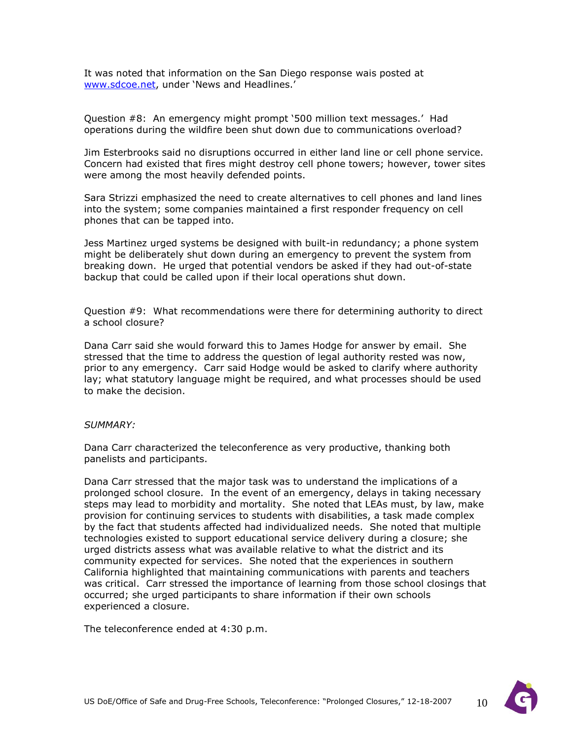It was noted that information on the San Diego response wais posted at www.sdcoe.net, under 'News and Headlines.'

Question #8: An emergency might prompt '500 million text messages.' Had operations during the wildfire been shut down due to communications overload?

Jim Esterbrooks said no disruptions occurred in either land line or cell phone service. Concern had existed that fires might destroy cell phone towers; however, tower sites were among the most heavily defended points.

Sara Strizzi emphasized the need to create alternatives to cell phones and land lines into the system; some companies maintained a first responder frequency on cell phones that can be tapped into.

Jess Martinez urged systems be designed with built-in redundancy; a phone system might be deliberately shut down during an emergency to prevent the system from breaking down. He urged that potential vendors be asked if they had out-of-state backup that could be called upon if their local operations shut down.

Question #9: What recommendations were there for determining authority to direct a school closure?

Dana Carr said she would forward this to James Hodge for answer by email. She stressed that the time to address the question of legal authority rested was now, prior to any emergency. Carr said Hodge would be asked to clarify where authority lay; what statutory language might be required, and what processes should be used to make the decision.

*SUMMARY:*

Dana Carr characterized the teleconference as very productive, thanking both panelists and participants.

Dana Carr stressed that the major task was to understand the implications of a prolonged school closure. In the event of an emergency, delays in taking necessary steps may lead to morbidity and mortality. She noted that LEAs must, by law, make provision for continuing services to students with disabilities, a task made complex by the fact that students affected had individualized needs. She noted that multiple technologies existed to support educational service delivery during a closure; she urged districts assess what was available relative to what the district and its community expected for services. She noted that the experiences in southern California highlighted that maintaining communications with parents and teachers was critical. Carr stressed the importance of learning from those school closings that occurred; she urged participants to share information if their own schools experienced a closure.

The teleconference ended at 4:30 p.m.